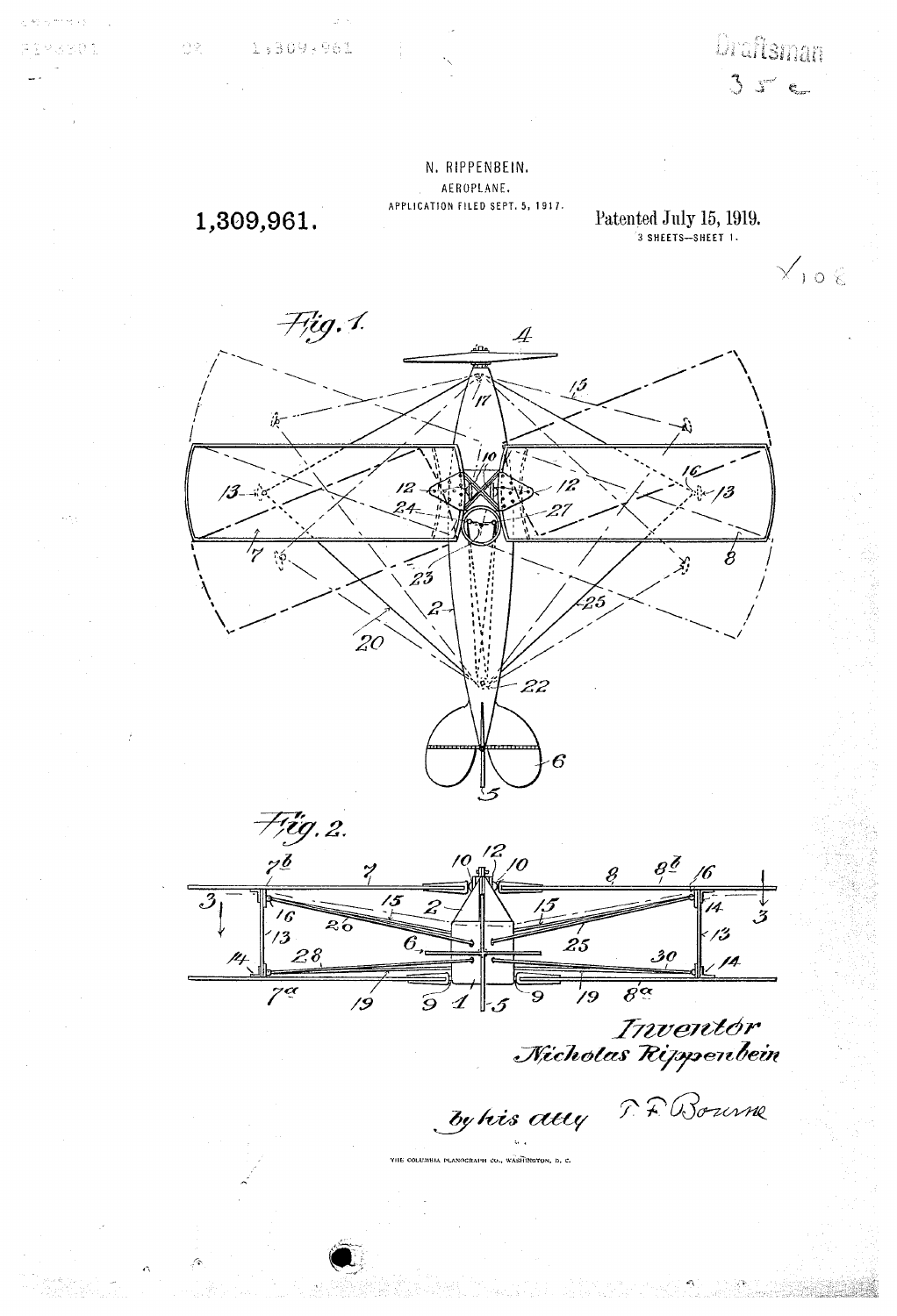N. RIPPENBEIN.

AEROPLANE.

APPLICATION FILED SEPT. 5, 1917.

**1,309,961.**

Patented July 15, 1919.

3 SHEETS—SHEET 1.

Fig. 1.

Fig. 2.

Inventor
Nicholas Rippenbein

by his atty F. F. Bourne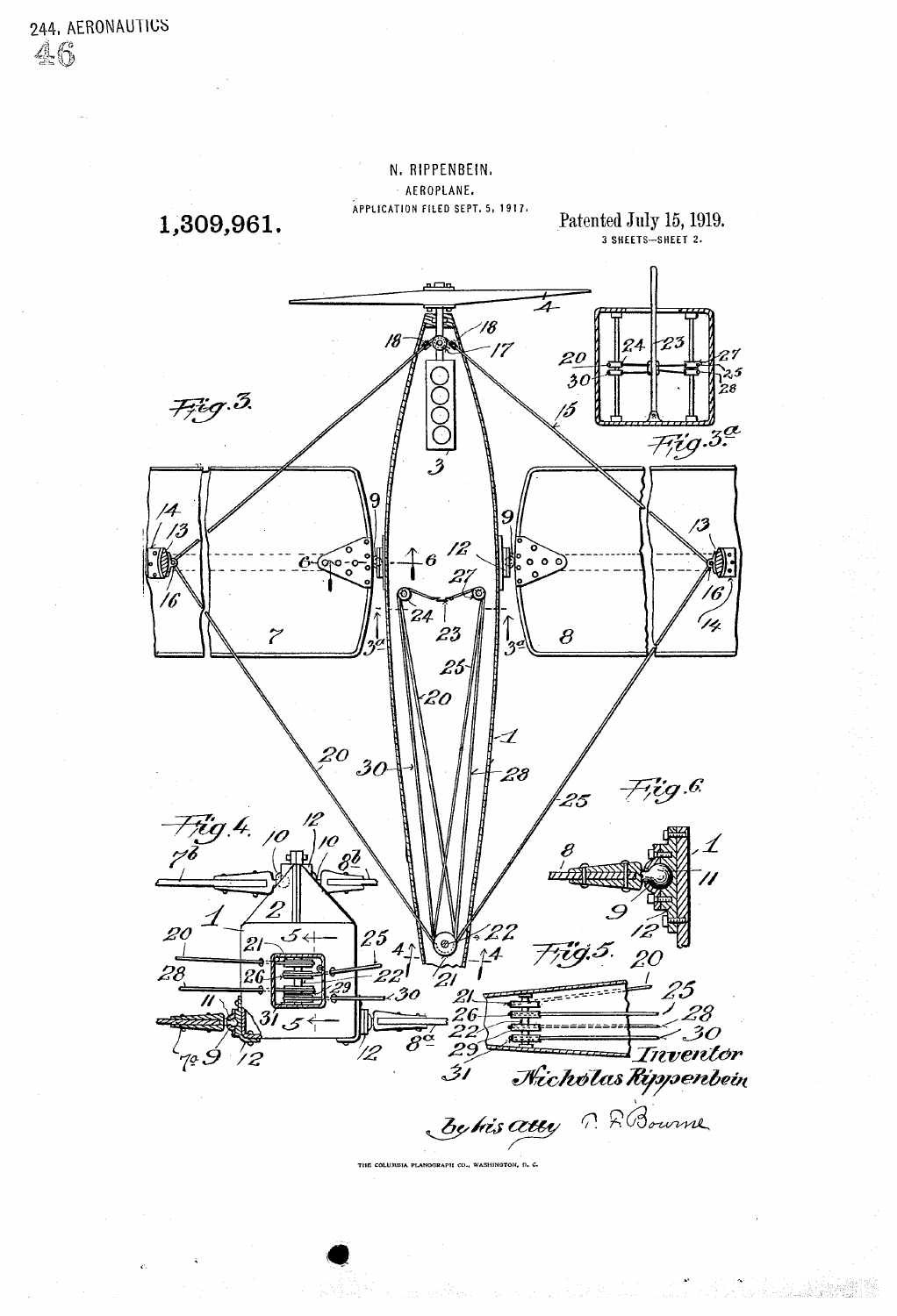N. RIPPENBEIN.

AEROPLANE.

APPLICATION FILED SEPT. 5, 1917.

**1,309,961.** Patented July 15, 1919.

3 SHEETS—SHEET 2.

Inventor

Nicholas Rippenbein

by his atty C. F. Bourne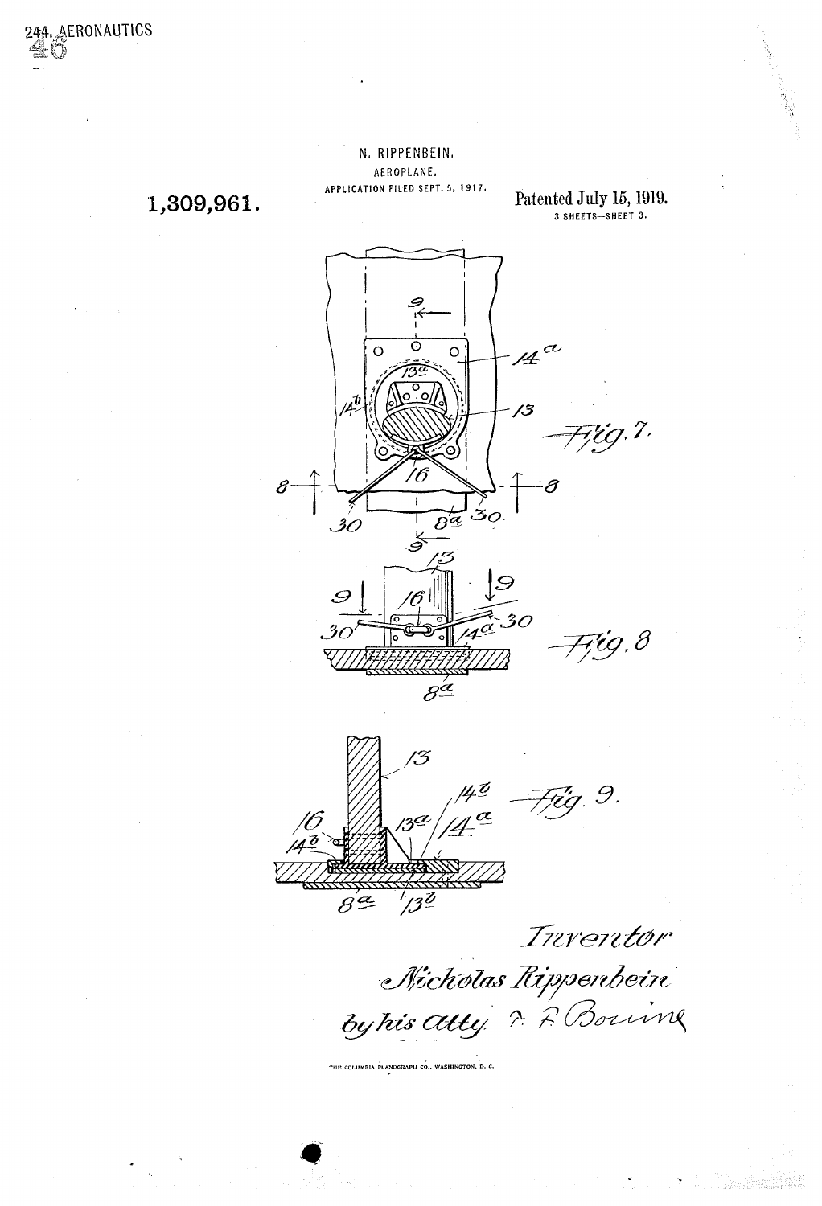244. AERONAUTICS
46

N. RIPPENBEIN.

AEROPLANE.

APPLICATION FILED SEPT. 5, 1917.

**1,309,961.**

Patented July 15, 1919.

3 SHEETS—SHEET 3.

Fig. 7.

Fig. 8

Fig. 9.

Inventor

Nicholas Rippenbein

by his atty. F. F. Bourne

THE COLUMBIA PLANOGRAPH CO., WASHINGTON, D. C.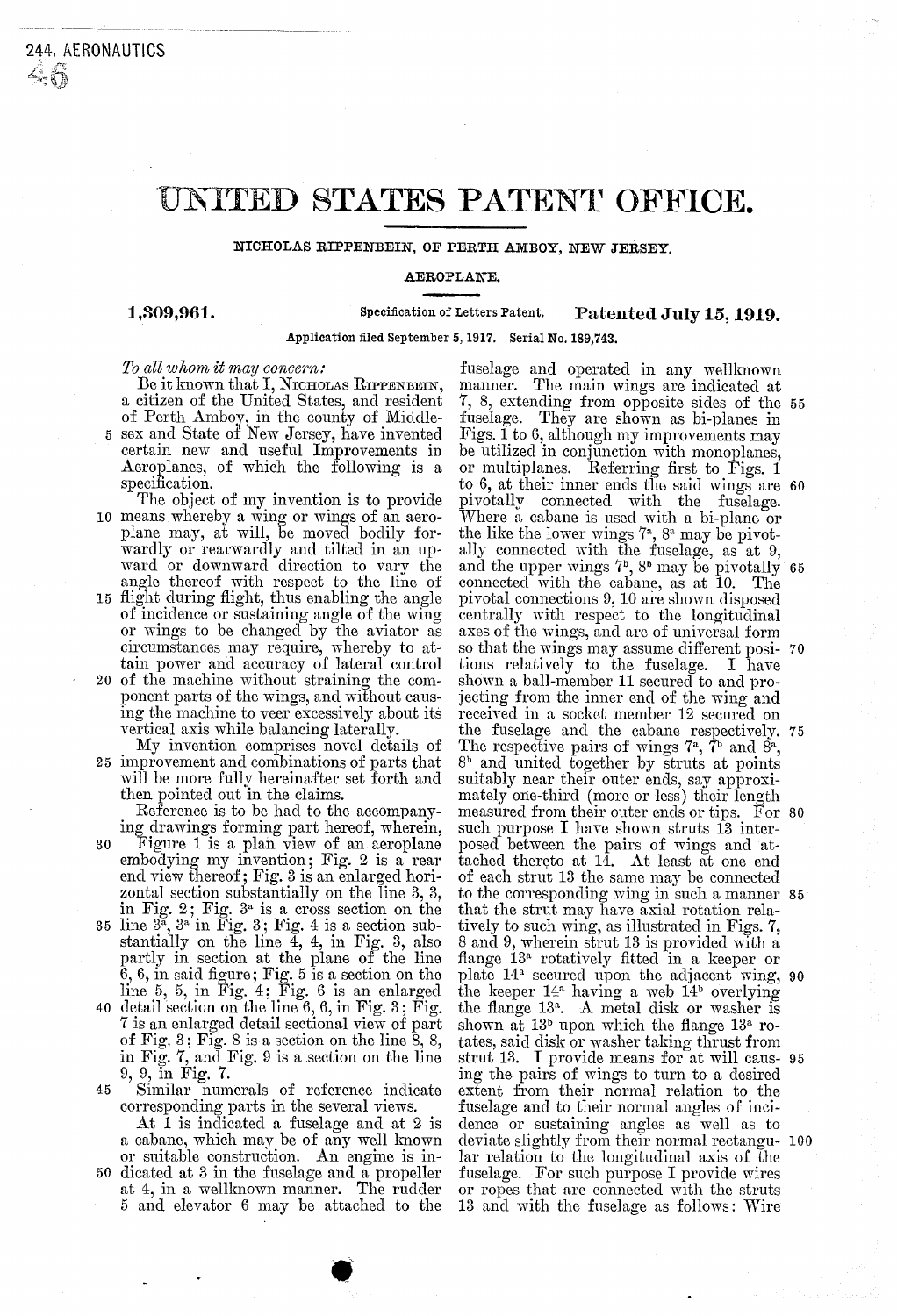# UNITED STATES PATENT OFFICE.

NICHOLAS RIPPENBEIN, OF PERTH AMBOY, NEW JERSEY.

AEROPLANE.

**1,309,961.** Specification of Letters Patent. **Patented July 15, 1919.**

Application filed September 5, 1917. Serial No. 189,743.

*To all whom it may concern:*

Be it known that I, NICHOLAS RIPPENBEIN, a citizen of the United States, and resident of Perth Amboy, in the county of Middlesex and State of New Jersey, have invented certain new and useful Improvements in Aeroplanes, of which the following is a specification.

The object of my invention is to provide means whereby a wing or wings of an aeroplane may, at will, be moved bodily forwardly or rearwardly and tilted in an upward or downward direction to vary the angle thereof with respect to the line of flight during flight, thus enabling the angle of incidence or sustaining angle of the wing or wings to be changed by the aviator as circumstances may require, whereby to attain power and accuracy of lateral control of the machine without straining the component parts of the wings, and without causing the machine to veer excessively about its vertical axis while balancing laterally.

My invention comprises novel details of improvement and combinations of parts that will be more fully hereinafter set forth and then pointed out in the claims.

Reference is to be had to the accompanying drawings forming part hereof, wherein, Figure 1 is a plan view of an aeroplane embodying my invention; Fig. 2 is a rear end view thereof; Fig. 3 is an enlarged horizontal section substantially on the line 3, 3, in Fig. 2; Fig. 3ᵃ is a cross section on the line 3ᵃ, 3ᵃ in Fig. 3; Fig. 4 is a section substantially on the line 4, 4, in Fig. 3, also partly in section at the plane of the line 6, 6, in said figure; Fig. 5 is a section on the line 5, 5, in Fig. 4; Fig. 6 is an enlarged detail section on the line 6, 6, in Fig. 3; Fig. 7 is an enlarged detail sectional view of part of Fig. 3; Fig. 8 is a section on the line 8, 8, in Fig. 7, and Fig. 9 is a section on the line 9, 9, in Fig. 7.

Similar numerals of reference indicate corresponding parts in the several views.

At 1 is indicated a fuselage and at 2 is a cabane, which may be of any well known or suitable construction. An engine is indicated at 3 in the fuselage and a propeller at 4, in a wellknown manner. The rudder 5 and elevator 6 may be attached to the fuselage and operated in any wellknown manner. The main wings are indicated at 7, 8, extending from opposite sides of the fuselage. They are shown as bi-planes in Figs. 1 to 6, although my improvements may be utilized in conjunction with monoplanes, or multiplanes. Referring first to Figs. 1 to 6, at their inner ends the said wings are pivotally connected with the fuselage. Where a cabane is used with a bi-plane or the like the lower wings $7^a$, $8^a$ may be pivotally connected with the fuselage, as at 9, and the upper wings $7^b$, $8^b$ may be pivotally connected with the cabane, as at 10. The pivotal connections 9, 10 are shown disposed centrally with respect to the longitudinal axes of the wings, and are of universal form so that the wings may assume different positions relatively to the fuselage. I have shown a ball-member 11 secured to and projecting from the inner end of the wing and received in a socket member 12 secured on the fuselage and the cabane respectively. The respective pairs of wings $7^a$, $7^b$ and $8^a$, $8^b$ and united together by struts at points suitably near their outer ends, say approximately one-third (more or less) their length measured from their outer ends or tips. For such purpose I have shown struts 13 interposed between the pairs of wings and attached thereto at 14. At least at one end of each strut 13 the same may be connected to the corresponding wing in such a manner that the strut may have axial rotation relatively to such wing, as illustrated in Figs. 7, 8 and 9, wherein strut 13 is provided with a flange $13^a$ rotatively fitted in a keeper or plate $14^a$ secured upon the adjacent wing, the keeper $14^a$ having a web $14^b$ overlying the flange $13^a$. A metal disk or washer is shown at $13^b$ upon which the flange $13^a$ rotates, said disk or washer taking thrust from strut 13. I provide means for at will causing the pairs of wings to turn to a desired extent from their normal relation to the fuselage and to their normal angles of incidence or sustaining angles as well as to deviate slightly from their normal rectangular relation to the longitudinal axis of the fuselage. For such purpose I provide wires or ropes that are connected with the struts 13 and with the fuselage as follows: Wire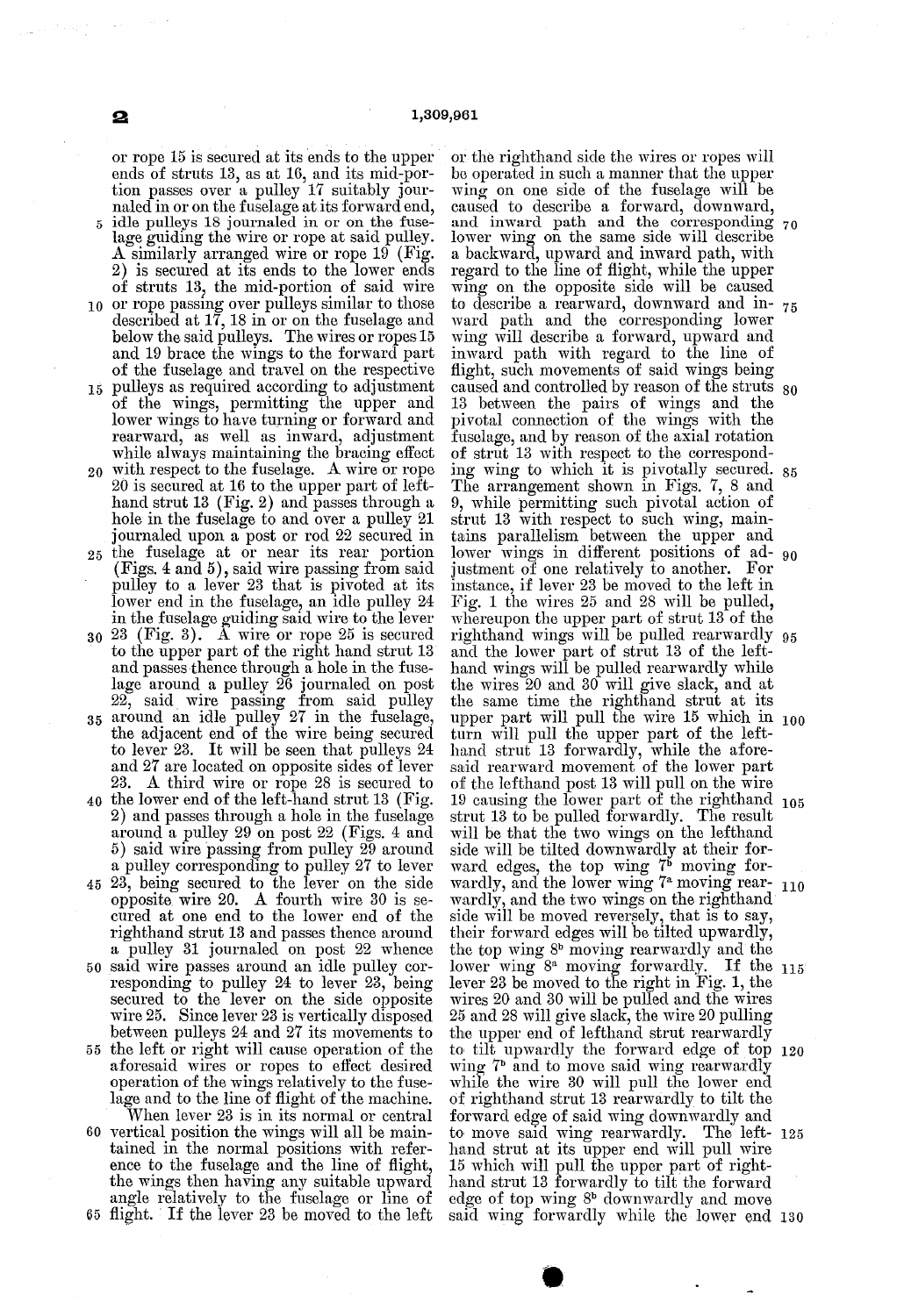or rope 15 is secured at its ends to the upper ends of struts 13, as at 16, and its mid-portion passes over a pulley 17 suitably journaled in or on the fuselage at its forward end, idle pulleys 18 journaled in or on the fuselage guiding the wire or rope at said pulley. A similarly arranged wire or rope 19 (Fig. 2) is secured at its ends to the lower ends of struts 13, the mid-portion of said wire or rope passing over pulleys similar to those described at 17, 18 in or on the fuselage and below the said pulleys. The wires or ropes 15 and 19 brace the wings to the forward part of the fuselage and travel on the respective pulleys as required according to adjustment of the wings, permitting the upper and lower wings to have turning or forward and rearward, as well as inward, adjustment while always maintaining the bracing effect with respect to the fuselage. A wire or rope 20 is secured at 16 to the upper part of left-hand strut 13 (Fig. 2) and passes through a hole in the fuselage to and over a pulley 21 journaled upon a post or rod 22 secured in the fuselage at or near its rear portion (Figs. 4 and 5), said wire passing from said pulley to a lever 23 that is pivoted at its lower end in the fuselage, an idle pulley 24 in the fuselage guiding said wire to the lever 23 (Fig. 3). A wire or rope 25 is secured to the upper part of the right hand strut 13 and passes thence through a hole in the fuselage around a pulley 26 journaled on post 22, said wire passing from said pulley around an idle pulley 27 in the fuselage, the adjacent end of the wire being secured to lever 23. It will be seen that pulleys 24 and 27 are located on opposite sides of lever 23. A third wire or rope 28 is secured to the lower end of the left-hand strut 13 (Fig. 2) and passes through a hole in the fuselage around a pulley 29 on post 22 (Figs. 4 and 5) said wire passing from pulley 29 around a pulley corresponding to pulley 27 to lever 23, being secured to the lever on the side opposite wire 20. A fourth wire 30 is secured at one end to the lower end of the righthand strut 13 and passes thence around a pulley 31 journaled on post 22 whence said wire passes around an idle pulley corresponding to pulley 24 to lever 23, being secured to the lever on the side opposite wire 25. Since lever 23 is vertically disposed between pulleys 24 and 27 its movements to the left or right will cause operation of the aforesaid wires or ropes to effect desired operation of the wings relatively to the fuselage and to the line of flight of the machine.

When lever 23 is in its normal or central vertical position the wings will all be maintained in the normal positions with reference to the fuselage and the line of flight, the wings then having any suitable upward angle relatively to the fuselage or line of flight. If the lever 23 be moved to the left or the righthand side the wires or ropes will be operated in such a manner that the upper wing on one side of the fuselage will be caused to describe a forward, downward, and inward path and the corresponding lower wing on the same side will describe a backward, upward and inward path, with regard to the line of flight, while the upper wing on the opposite side will be caused to describe a rearward, downward and inward path and the corresponding lower wing will describe a forward, upward and inward path with regard to the line of flight, such movements of said wings being caused and controlled by reason of the struts 13 between the pairs of wings and the pivotal connection of the wings with the fuselage, and by reason of the axial rotation of strut 13 with respect to the corresponding wing with which it is pivotally secured. The arrangement shown in Figs. 7, 8 and 9, while permitting such pivotal action of strut 13 with respect to such wing, maintains parallelism between the upper and lower wings in different positions of adjustment of one relatively to another. For instance, if lever 23 be moved to the left in Fig. 1 the wires 25 and 28 will be pulled, whereupon the upper part of strut 13 of the righthand wings will be pulled rearwardly and the lower part of strut 13 of the left-hand wings will be pulled rearwardly while the wires 20 and 30 will give slack, and at the same time the righthand strut at its upper part will pull the wire 15 which in turn will pull the upper part of the left-hand strut 13 forwardly, while the aforesaid rearward movement of the lower part of the lefthand post 13 will pull on the wire 19 causing the lower part of the righthand strut 13 to be pulled forwardly. The result will be that the two wings on the lefthand side will be tilted downwardly at their forward edges, the top wing $7^b$ moving forwardly, and the lower wing $7^a$ moving rearwardly, and the two wings on the righthand side will be moved reversely, that is to say, their forward edges will be tilted upwardly, the top wing $8^b$ moving rearwardly and the lower wing $8^a$ moving forwardly. If the lever 23 be moved to the right in Fig. 1, the wires 20 and 30 will be pulled and the wires 25 and 28 will give slack, the wire 20 pulling the upper end of lefthand strut rearwardly to tilt upwardly the forward edge of top wing $7^b$ and to move said wing rearwardly while the wire 30 will pull the lower end of righthand strut 13 rearwardly to tilt the forward edge of said wing downwardly and to move said wing rearwardly. The left-hand strut at its upper end will pull wire 15 which will pull the upper part of right-hand strut 13 forwardly to tilt the forward edge of top wing $8^b$ downwardly and move said wing forwardly while the lower end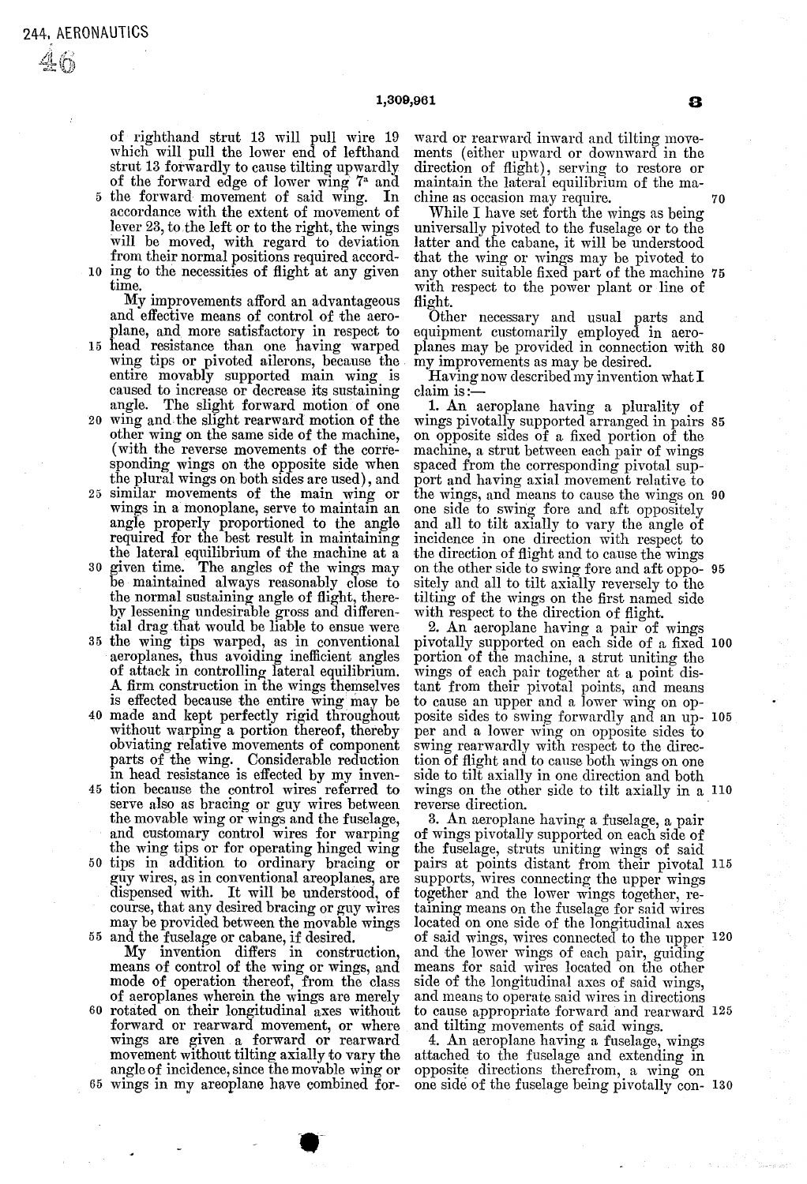of righthand strut 13 will pull wire 19 which will pull the lower end of lefthand strut 13 forwardly to cause tilting upwardly of the forward edge of lower wing 7[a] and the forward movement of said wing. In accordance with the extent of movement of lever 23, to the left or to the right, the wings will be moved, with regard to deviation from their normal positions required according to the necessities of flight at any given time.

My improvements afford an advantageous and effective means of control of the aeroplane, and more satisfactory in respect to head resistance than one having warped wing tips or pivoted ailerons, because the entire movably supported main wing is caused to increase or decrease its sustaining angle. The slight forward motion of one wing and the slight rearward motion of the other wing on the same side of the machine, (with the reverse movements of the corresponding wings on the opposite side when the plural wings on both sides are used), and similar movements of the main wing or wings in a monoplane, serve to maintain an angle properly proportioned to the angle required for the best result in maintaining the lateral equilibrium of the machine at a given time. The angles of the wings may be maintained always reasonably close to the normal sustaining angle of flight, thereby lessening undesirable gross and differential drag that would be liable to ensue were the wing tips warped, as in conventional aeroplanes, thus avoiding inefficient angles of attack in controlling lateral equilibrium. A firm construction in the wings themselves is effected because the entire wing may be made and kept perfectly rigid throughout without warping a portion thereof, thereby obviating relative movements of component parts of the wing. Considerable reduction in head resistance is effected by my invention because the control wires referred to serve also as bracing or guy wires between the movable wing or wings and the fuselage, and customary control wires for warping the wing tips or for operating hinged wing tips in addition to ordinary bracing or guy wires, as in conventional areoplanes, are dispensed with. It will be understood, of course, that any desired bracing or guy wires may be provided between the movable wings and the fuselage or cabane, if desired.

My invention differs in construction, means of control of the wing or wings, and mode of operation thereof, from the class of aeroplanes wherein the wings are merely rotated on their longitudinal axes without forward or rearward movement, or where wings are given a forward or rearward movement without tilting axially to vary the angle of incidence, since the movable wing or wings in my areoplane have combined forward or rearward inward and tilting movements (either upward or downward in the direction of flight), serving to restore or maintain the lateral equilibrium of the machine as occasion may require.

While I have set forth the wings as being universally pivoted to the fuselage or to the latter and the cabane, it will be understood that the wing or wings may be pivoted to any other suitable fixed part of the machine with respect to the power plant or line of flight.

Other necessary and usual parts and equipment customarily employed in aeroplanes may be provided in connection with my improvements as may be desired.

Having now described my invention what I claim is:—

1. An aeroplane having a plurality of wings pivotally supported arranged in pairs on opposite sides of a fixed portion of the machine, a strut between each pair of wings spaced from the corresponding pivotal support and having axial movement relative to the wings, and means to cause the wings on one side to swing fore and aft oppositely and all to tilt axially to vary the angle of incidence in one direction with respect to the direction of flight and to cause the wings on the other side to swing fore and aft oppositely and all to tilt axially reversely to the tilting of the wings on the first named side with respect to the direction of flight.

2. An aeroplane having a pair of wings pivotally supported on each side of a fixed portion of the machine, a strut uniting the wings of each pair together at a point distant from their pivotal points, and means to cause an upper and a lower wing on opposite sides to swing forwardly and an upper and a lower wing on opposite sides to swing rearwardly with respect to the direction of flight and to cause both wings on one side to tilt axially in one direction and both wings on the other side to tilt axially in a reverse direction.

3. An aeroplane having a fuselage, a pair of wings pivotally supported on each side of the fuselage, struts uniting wings of said pairs at points distant from their pivotal supports, wires connecting the upper wings together and the lower wings together, retaining means on the fuselage for said wires located on one side of the longitudinal axes of said wings, wires connected to the upper and the lower wings of each pair, guiding means for said wires located on the other side of the longitudinal axes of said wings, and means to operate said wires in directions to cause appropriate forward and rearward and tilting movements of said wings.

4. An aeroplane having a fuselage, wings attached to the fuselage and extending in opposite directions therefrom, a wing on one side of the fuselage being pivotally con-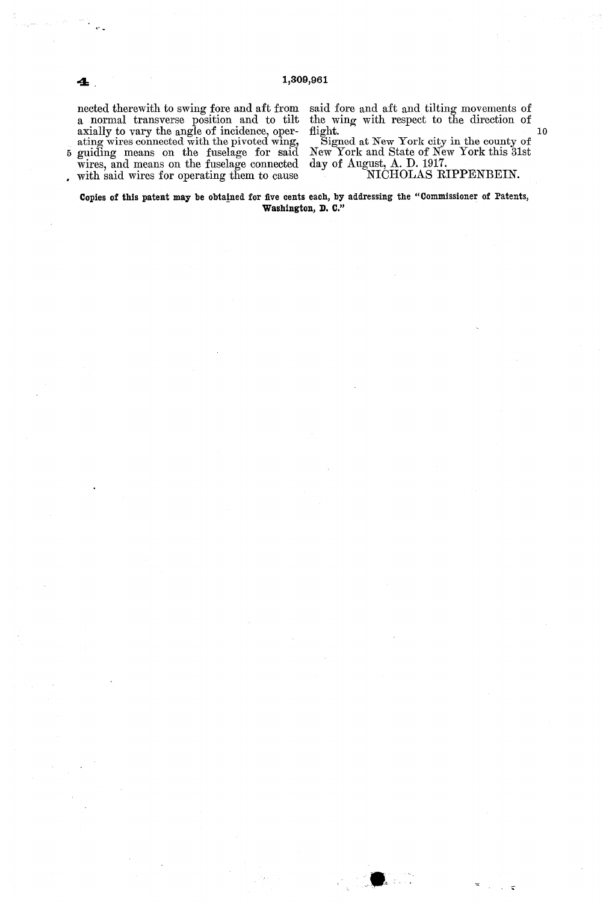nected therewith to swing fore and aft from a normal transverse position and to tilt axially to vary the angle of incidence, operating wires connected with the pivoted wing, guiding means on the fuselage for said wires, and means on the fuselage connected with said wires for operating them to cause said fore and aft and tilting movements of the wing with respect to the direction of flight.

Signed at New York city in the county of New York and State of New York this 31st day of August, A. D. 1917.

NICHOLAS RIPPENBEIN.

**Copies of this patent may be obtained for five cents each, by addressing the "Commissioner of Patents, Washington, D. C."**